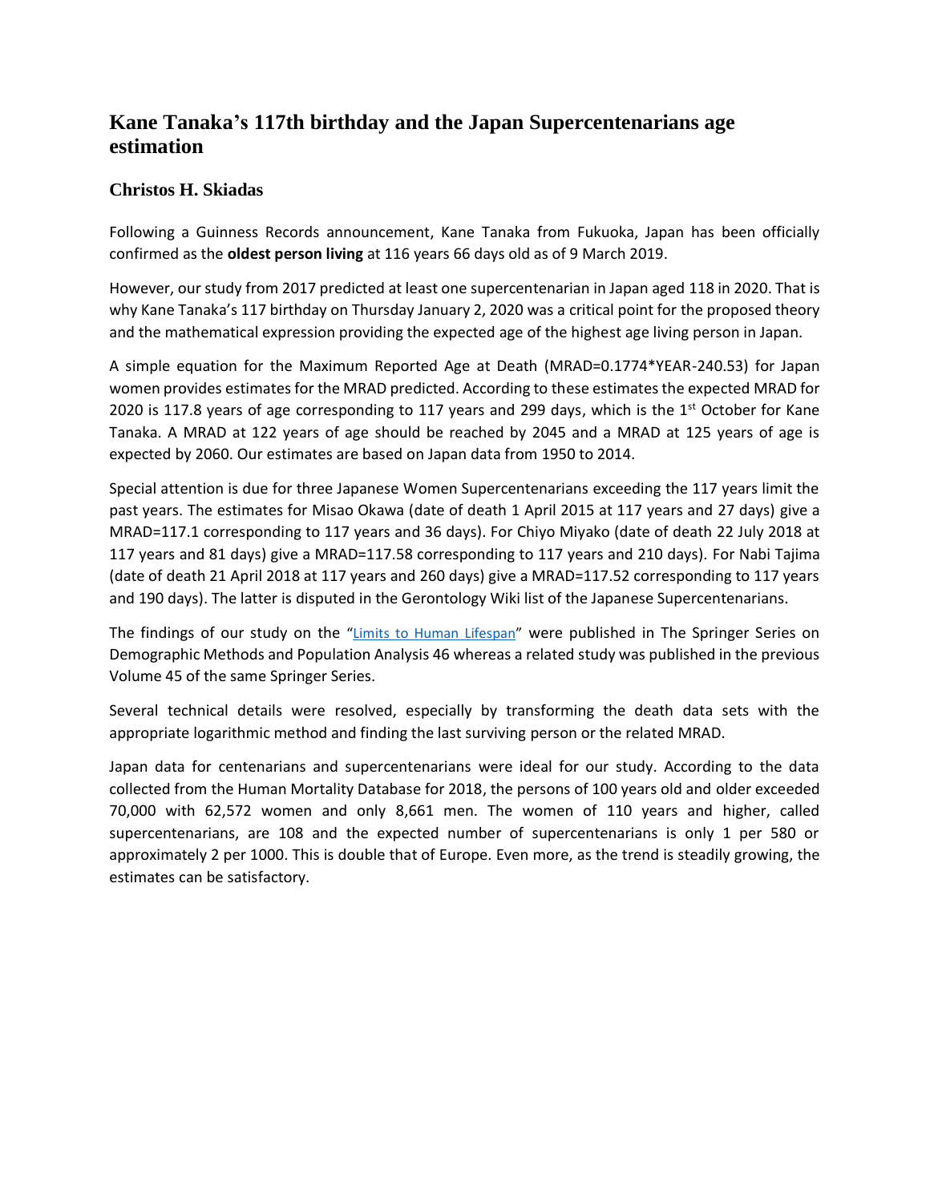# Kane Tanaka's 117th birthday and the Japan Supercentenarians age estimation

## Christos H. Skiadas

Following a Guinness Records announcement, Kane Tanaka from Fukuoka, Japan has been officially confirmed as the **oldest person living** at 116 years 66 days old as of 9 March 2019.

However, our study from 2017 predicted at least one supercentenarian in Japan aged 118 in 2020. That is why Kane Tanaka's 117 birthday on Thursday January 2, 2020 was a critical point for the proposed theory and the mathematical expression providing the expected age of the highest age living person in Japan.

A simple equation for the Maximum Reported Age at Death (MRAD=0.1774*YEAR-240.53) for Japan women provides estimates for the MRAD predicted. According to these estimates the expected MRAD for 2020 is 117.8 years of age corresponding to 117 years and 299 days, which is the 1st October for Kane Tanaka. A MRAD at 122 years of age should be reached by 2045 and a MRAD at 125 years of age is expected by 2060. Our estimates are based on Japan data from 1950 to 2014.

Special attention is due for three Japanese Women Supercentenarians exceeding the 117 years limit the past years. The estimates for Misao Okawa (date of death 1 April 2015 at 117 years and 27 days) give a MRAD=117.1 corresponding to 117 years and 36 days). For Chiyo Miyako (date of death 22 July 2018 at 117 years and 81 days) give a MRAD=117.58 corresponding to 117 years and 210 days). For Nabi Tajima (date of death 21 April 2018 at 117 years and 260 days) give a MRAD=117.52 corresponding to 117 years and 190 days). The latter is disputed in the Gerontology Wiki list of the Japanese Supercentenarians.

The findings of our study on the "Limits to Human Lifespan" were published in The Springer Series on Demographic Methods and Population Analysis 46 whereas a related study was published in the previous Volume 45 of the same Springer Series.

Several technical details were resolved, especially by transforming the death data sets with the appropriate logarithmic method and finding the last surviving person or the related MRAD.

Japan data for centenarians and supercentenarians were ideal for our study. According to the data collected from the Human Mortality Database for 2018, the persons of 100 years old and older exceeded 70,000 with 62,572 women and only 8,661 men. The women of 110 years and higher, called supercentenarians, are 108 and the expected number of supercentenarians is only 1 per 580 or approximately 2 per 1000. This is double that of Europe. Even more, as the trend is steadily growing, the estimates can be satisfactory.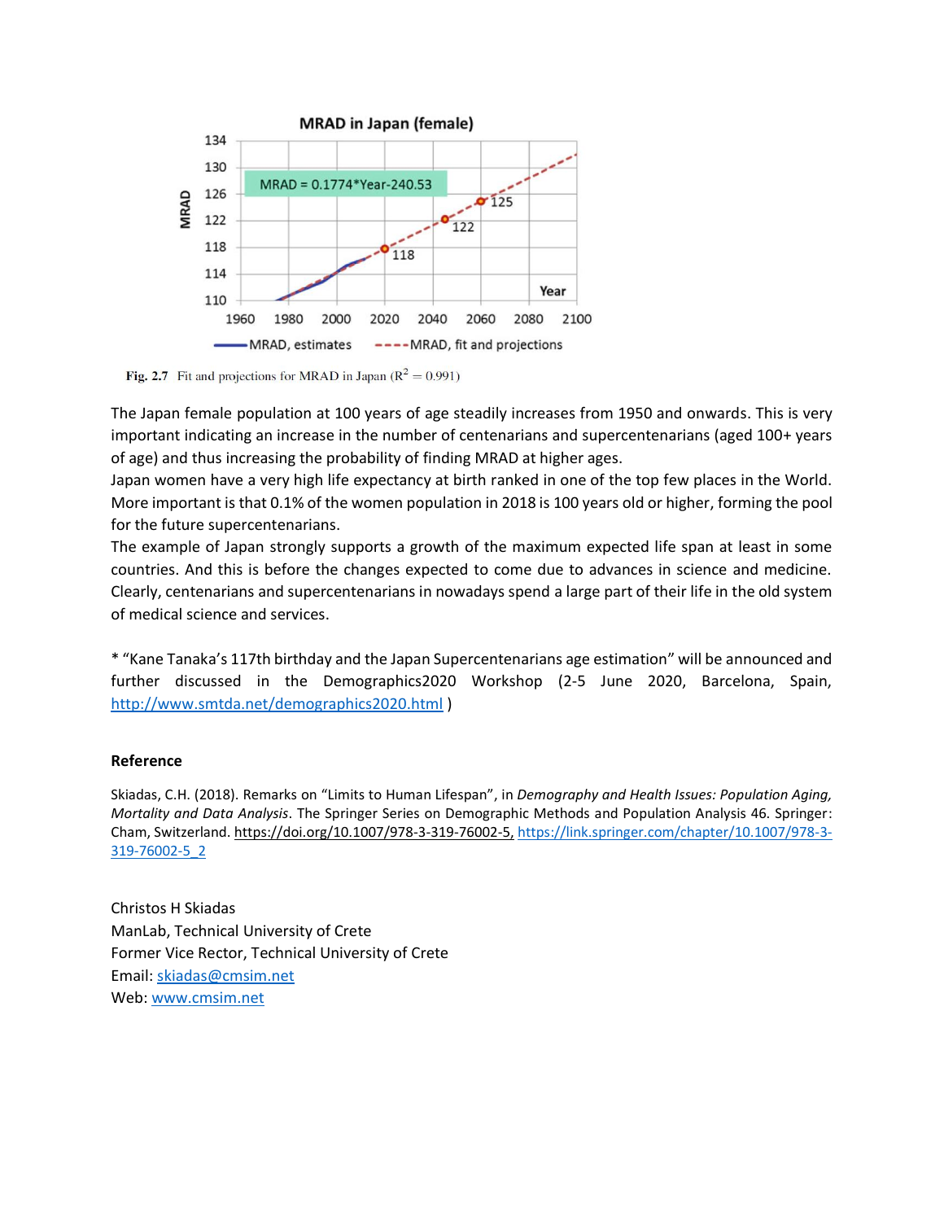MRAD in Japan (female)

134
130
126
122
118
114
110

MRAD

MRAD = 0.1774*Year-240.53

125
122
118

Year

1960 1980 2000 2020 2040 2060 2080 2100

MRAD, estimates
MRAD, fit and projections

**Fig. 2.7** Fit and projections for MRAD in Japan ($R^2 = 0.991$)

The Japan female population at 100 years of age steadily increases from 1950 and onwards. This is very important indicating an increase in the number of centenarians and supercentenarians (aged 100+ years of age) and thus increasing the probability of finding MRAD at higher ages.

Japan women have a very high life expectancy at birth ranked in one of the top few places in the World. More important is that 0.1% of the women population in 2018 is 100 years old or higher, forming the pool for the future supercentenarians.

The example of Japan strongly supports a growth of the maximum expected life span at least in some countries. And this is before the changes expected to come due to advances in science and medicine. Clearly, centenarians and supercentenarians in nowadays spend a large part of their life in the old system of medical science and services.

* "Kane Tanaka's 117th birthday and the Japan Supercentenarians age estimation" will be announced and further discussed in the Demographics2020 Workshop (2-5 June 2020, Barcelona, Spain, http://www.smtda.net/demographics2020.html )

### Reference

Skiadas, C.H. (2018). Remarks on "Limits to Human Lifespan", in *Demography and Health Issues: Population Aging, Mortality and Data Analysis*. The Springer Series on Demographic Methods and Population Analysis 46. Springer: Cham, Switzerland. https://doi.org/10.1007/978-3-319-76002-5, https://link.springer.com/chapter/10.1007/978-3-319-76002-5_2

Christos H Skiadas
ManLab, Technical University of Crete
Former Vice Rector, Technical University of Crete
Email: skiadas@cmsim.net
Web: www.cmsim.net